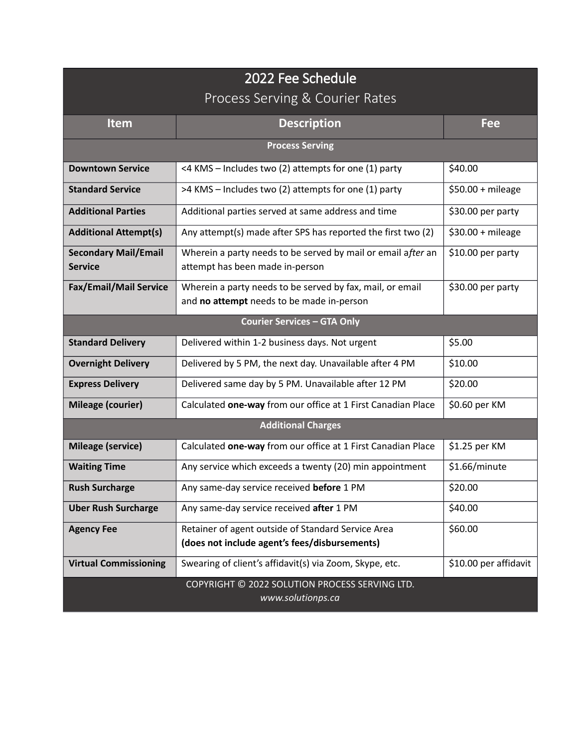# 2022 Fee Schedule

## Process Serving & Courier Rates

| Item | Description | Fee |
|---|---|---|
| **Process Serving** | | |
| **Downtown Service** | <4 KMS – Includes two (2) attempts for one (1) party | $40.00 |
| **Standard Service** | >4 KMS – Includes two (2) attempts for one (1) party | $50.00 + mileage |
| **Additional Parties** | Additional parties served at same address and time | $30.00 per party |
| **Additional Attempt(s)** | Any attempt(s) made after SPS has reported the first two (2) | $30.00 + mileage |
| **Secondary Mail/Email Service** | Wherein a party needs to be served by mail or email a*fter* an attempt has been made in-person | $10.00 per party |
| **Fax/Email/Mail Service** | Wherein a party needs to be served by fax, mail, or email and **no attempt** needs to be made in-person | $30.00 per party |
| **Courier Services – GTA Only** | | |
| **Standard Delivery** | Delivered within 1-2 business days. Not urgent | $5.00 |
| **Overnight Delivery** | Delivered by 5 PM, the next day. Unavailable after 4 PM | $10.00 |
| **Express Delivery** | Delivered same day by 5 PM. Unavailable after 12 PM | $20.00 |
| **Mileage (courier)** | Calculated **one-way** from our office at 1 First Canadian Place | $0.60 per KM |
| **Additional Charges** | | |
| **Mileage (service)** | Calculated **one-way** from our office at 1 First Canadian Place | $1.25 per KM |
| **Waiting Time** | Any service which exceeds a twenty (20) min appointment | $1.66/minute |
| **Rush Surcharge** | Any same-day service received **before** 1 PM | $20.00 |
| **Uber Rush Surcharge** | Any same-day service received **after** 1 PM | $40.00 |
| **Agency Fee** | Retainer of agent outside of Standard Service Area **(does not include agent's fees/disbursements)** | $60.00 |
| **Virtual Commissioning** | Swearing of client's affidavit(s) via Zoom, Skype, etc. | $10.00 per affidavit |

COPYRIGHT © 2022 SOLUTION PROCESS SERVING LTD.
*www.solutionps.ca*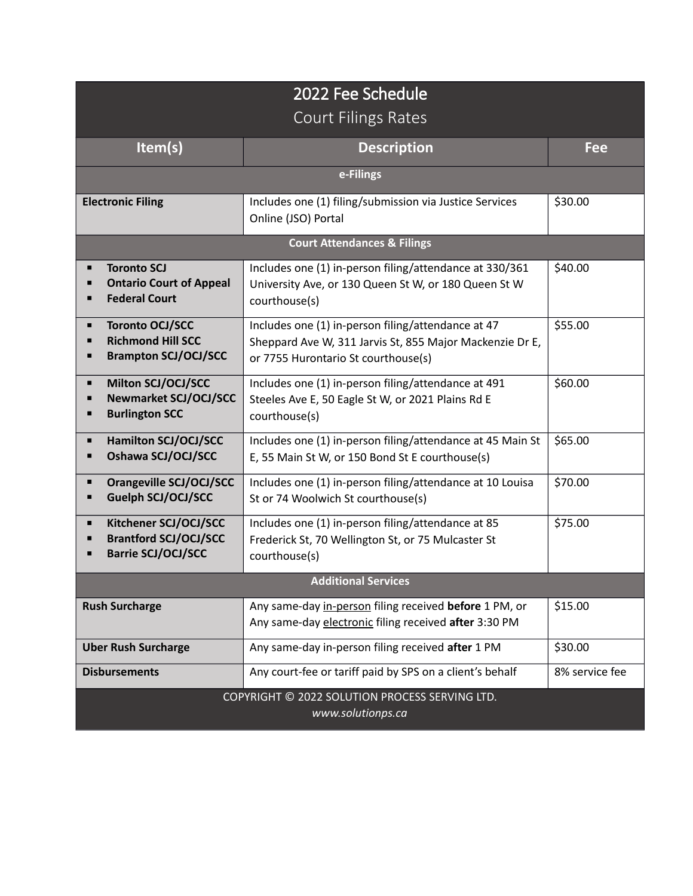# 2022 Fee Schedule

## Court Filings Rates

| Item(s) | Description | Fee |
|---|---|---|
| **e-Filings** | | |
| **Electronic Filing** | Includes one (1) filing/submission via Justice Services Online (JSO) Portal | $30.00 |
| **Court Attendances & Filings** | | |
| ▪ **Toronto SCJ**<br>▪ **Ontario Court of Appeal**<br>▪ **Federal Court** | Includes one (1) in-person filing/attendance at 330/361 University Ave, or 130 Queen St W, or 180 Queen St W courthouse(s) | $40.00 |
| ▪ **Toronto OCJ/SCC**<br>▪ **Richmond Hill SCC**<br>▪ **Brampton SCJ/OCJ/SCC** | Includes one (1) in-person filing/attendance at 47 Sheppard Ave W, 311 Jarvis St, 855 Major Mackenzie Dr E, or 7755 Hurontario St courthouse(s) | $55.00 |
| ▪ **Milton SCJ/OCJ/SCC**<br>▪ **Newmarket SCJ/OCJ/SCC**<br>▪ **Burlington SCC** | Includes one (1) in-person filing/attendance at 491 Steeles Ave E, 50 Eagle St W, or 2021 Plains Rd E courthouse(s) | $60.00 |
| ▪ **Hamilton SCJ/OCJ/SCC**<br>▪ **Oshawa SCJ/OCJ/SCC** | Includes one (1) in-person filing/attendance at 45 Main St E, 55 Main St W, or 150 Bond St E courthouse(s) | $65.00 |
| ▪ **Orangeville SCJ/OCJ/SCC**<br>▪ **Guelph SCJ/OCJ/SCC** | Includes one (1) in-person filing/attendance at 10 Louisa St or 74 Woolwich St courthouse(s) | $70.00 |
| ▪ **Kitchener SCJ/OCJ/SCC**<br>▪ **Brantford SCJ/OCJ/SCC**<br>▪ **Barrie SCJ/OCJ/SCC** | Includes one (1) in-person filing/attendance at 85 Frederick St, 70 Wellington St, or 75 Mulcaster St courthouse(s) | $75.00 |
| **Additional Services** | | |
| **Rush Surcharge** | Any same-day in-person filing received **before** 1 PM, or Any same-day electronic filing received **after** 3:30 PM | $15.00 |
| **Uber Rush Surcharge** | Any same-day in-person filing received **after** 1 PM | $30.00 |
| **Disbursements** | Any court-fee or tariff paid by SPS on a client's behalf | 8% service fee |

COPYRIGHT © 2022 SOLUTION PROCESS SERVING LTD.
*www.solutionps.ca*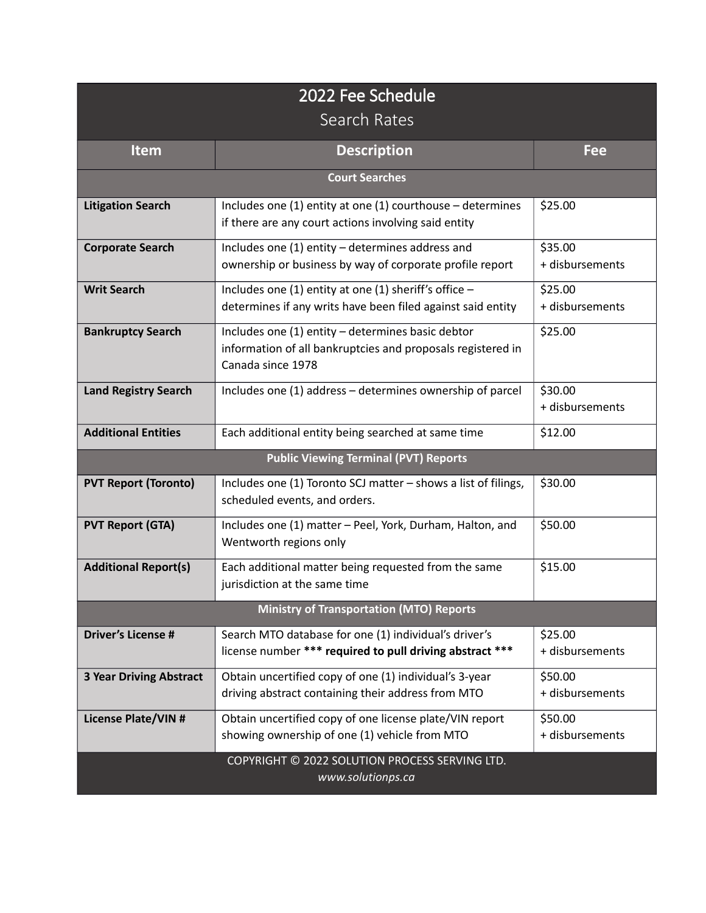# 2022 Fee Schedule

## Search Rates

| Item | Description | Fee |
|---|---|---|
| **Court Searches** | | |
| **Litigation Search** | Includes one (1) entity at one (1) courthouse – determines if there are any court actions involving said entity | $25.00 |
| **Corporate Search** | Includes one (1) entity – determines address and ownership or business by way of corporate profile report | $35.00 + disbursements |
| **Writ Search** | Includes one (1) entity at one (1) sheriff's office – determines if any writs have been filed against said entity | $25.00 + disbursements |
| **Bankruptcy Search** | Includes one (1) entity – determines basic debtor information of all bankruptcies and proposals registered in Canada since 1978 | $25.00 |
| **Land Registry Search** | Includes one (1) address – determines ownership of parcel | $30.00 + disbursements |
| **Additional Entities** | Each additional entity being searched at same time | $12.00 |
| **Public Viewing Terminal (PVT) Reports** | | |
| **PVT Report (Toronto)** | Includes one (1) Toronto SCJ matter – shows a list of filings, scheduled events, and orders. | $30.00 |
| **PVT Report (GTA)** | Includes one (1) matter – Peel, York, Durham, Halton, and Wentworth regions only | $50.00 |
| **Additional Report(s)** | Each additional matter being requested from the same jurisdiction at the same time | $15.00 |
| **Ministry of Transportation (MTO) Reports** | | |
| **Driver's License #** | Search MTO database for one (1) individual's driver's license number **\*\*\* required to pull driving abstract \*\*\*** | $25.00 + disbursements |
| **3 Year Driving Abstract** | Obtain uncertified copy of one (1) individual's 3-year driving abstract containing their address from MTO | $50.00 + disbursements |
| **License Plate/VIN #** | Obtain uncertified copy of one license plate/VIN report showing ownership of one (1) vehicle from MTO | $50.00 + disbursements |

COPYRIGHT © 2022 SOLUTION PROCESS SERVING LTD.
*www.solutionps.ca*